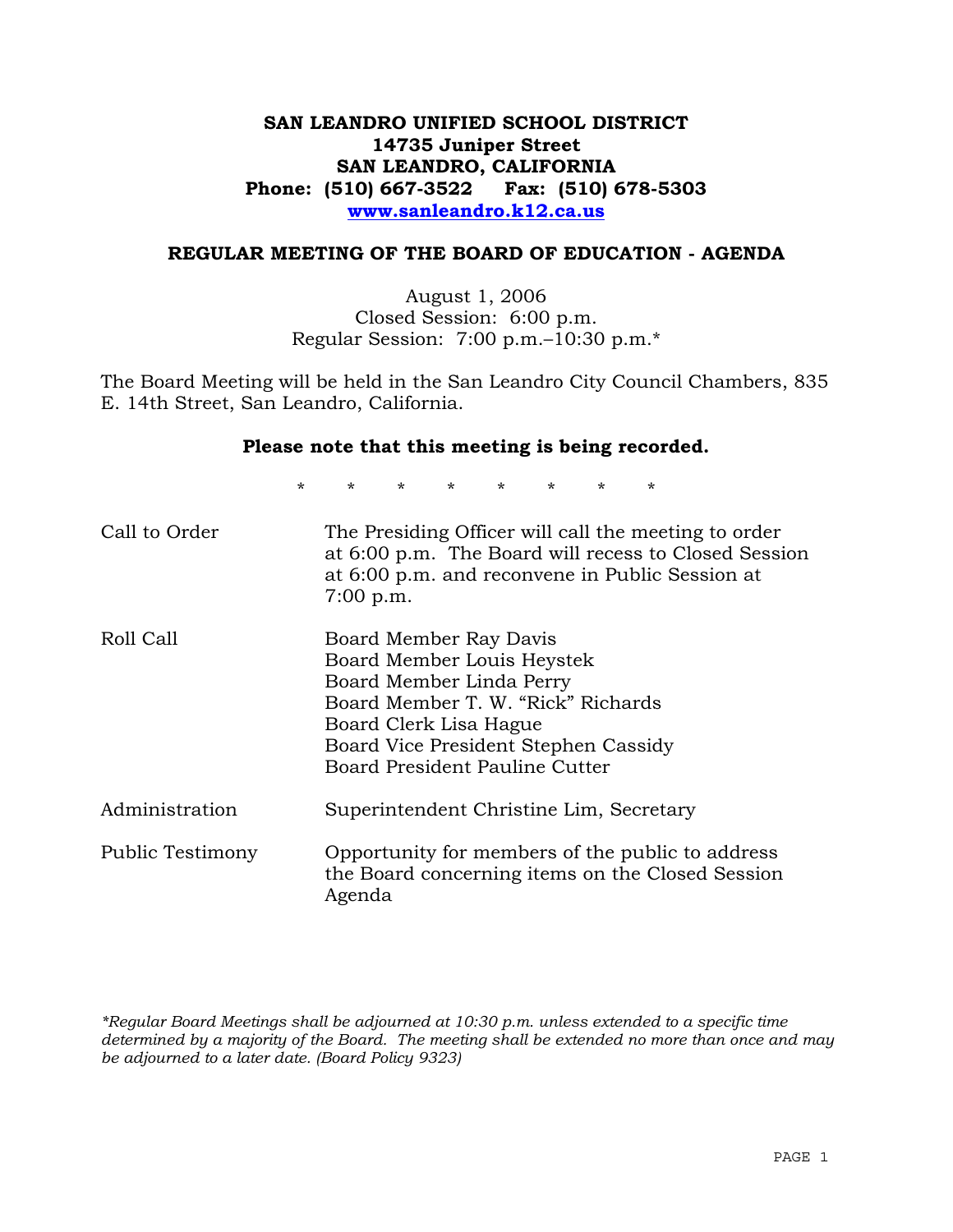**SAN LEANDRO UNIFIED SCHOOL DISTRICT**
**14735 Juniper Street**
**SAN LEANDRO, CALIFORNIA**
**Phone: (510) 667-3522 Fax: (510) 678-5303**
**www.sanleandro.k12.ca.us**

## REGULAR MEETING OF THE BOARD OF EDUCATION - AGENDA

August 1, 2006
Closed Session: 6:00 p.m.
Regular Session: 7:00 p.m.–10:30 p.m.*

The Board Meeting will be held in the San Leandro City Council Chambers, 835 E. 14th Street, San Leandro, California.

**Please note that this meeting is being recorded.**

\* \* \* \* \* \* \* \*

| | |
|---|---|
| Call to Order | The Presiding Officer will call the meeting to order at 6:00 p.m. The Board will recess to Closed Session at 6:00 p.m. and reconvene in Public Session at 7:00 p.m. |
| Roll Call | Board Member Ray Davis<br>Board Member Louis Heystek<br>Board Member Linda Perry<br>Board Member T. W. "Rick" Richards<br>Board Clerk Lisa Hague<br>Board Vice President Stephen Cassidy<br>Board President Pauline Cutter |
| Administration | Superintendent Christine Lim, Secretary |
| Public Testimony | Opportunity for members of the public to address the Board concerning items on the Closed Session Agenda |

*\*Regular Board Meetings shall be adjourned at 10:30 p.m. unless extended to a specific time determined by a majority of the Board. The meeting shall be extended no more than once and may be adjourned to a later date. (Board Policy 9323)*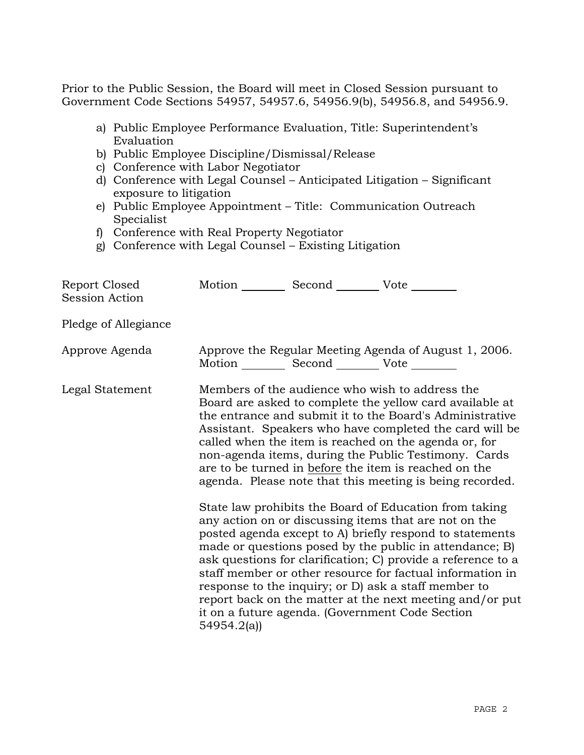Prior to the Public Session, the Board will meet in Closed Session pursuant to Government Code Sections 54957, 54957.6, 54956.9(b), 54956.8, and 54956.9.

a) Public Employee Performance Evaluation, Title: Superintendent's Evaluation
b) Public Employee Discipline/Dismissal/Release
c) Conference with Labor Negotiator
d) Conference with Legal Counsel – Anticipated Litigation – Significant exposure to litigation
e) Public Employee Appointment – Title: Communication Outreach Specialist
f) Conference with Real Property Negotiator
g) Conference with Legal Counsel – Existing Litigation

Report Closed Session Action — Motion ________ Second ________ Vote ________

Pledge of Allegiance

Approve Agenda — Approve the Regular Meeting Agenda of August 1, 2006.
Motion ________ Second ________ Vote ________

Legal Statement — Members of the audience who wish to address the Board are asked to complete the yellow card available at the entrance and submit it to the Board's Administrative Assistant. Speakers who have completed the card will be called when the item is reached on the agenda or, for non-agenda items, during the Public Testimony. Cards are to be turned in before the item is reached on the agenda. Please note that this meeting is being recorded.

State law prohibits the Board of Education from taking any action on or discussing items that are not on the posted agenda except to A) briefly respond to statements made or questions posed by the public in attendance; B) ask questions for clarification; C) provide a reference to a staff member or other resource for factual information in response to the inquiry; or D) ask a staff member to report back on the matter at the next meeting and/or put it on a future agenda. (Government Code Section 54954.2(a))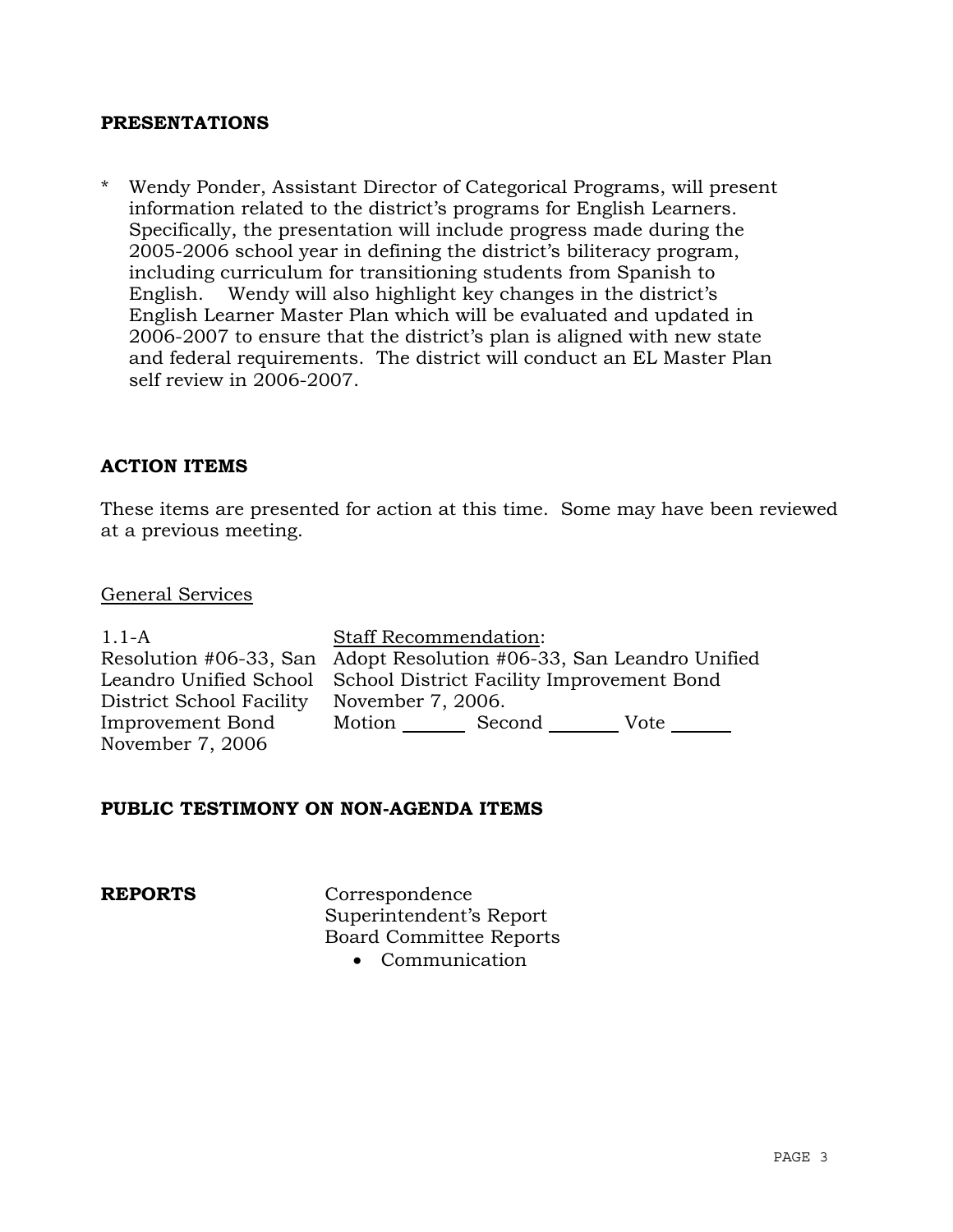**PRESENTATIONS**

* Wendy Ponder, Assistant Director of Categorical Programs, will present information related to the district's programs for English Learners. Specifically, the presentation will include progress made during the 2005-2006 school year in defining the district's biliteracy program, including curriculum for transitioning students from Spanish to English. Wendy will also highlight key changes in the district's English Learner Master Plan which will be evaluated and updated in 2006-2007 to ensure that the district's plan is aligned with new state and federal requirements. The district will conduct an EL Master Plan self review in 2006-2007.

**ACTION ITEMS**

These items are presented for action at this time. Some may have been reviewed at a previous meeting.

General Services

| | |
|---|---|
| 1.1-A<br>Resolution #06-33, San Leandro Unified School District School Facility Improvement Bond November 7, 2006 | Staff Recommendation:<br>Adopt Resolution #06-33, San Leandro Unified School District Facility Improvement Bond November 7, 2006.<br>Motion _______ Second _______ Vote _______ |

**PUBLIC TESTIMONY ON NON-AGENDA ITEMS**

**REPORTS**

Correspondence
Superintendent's Report
Board Committee Reports

- Communication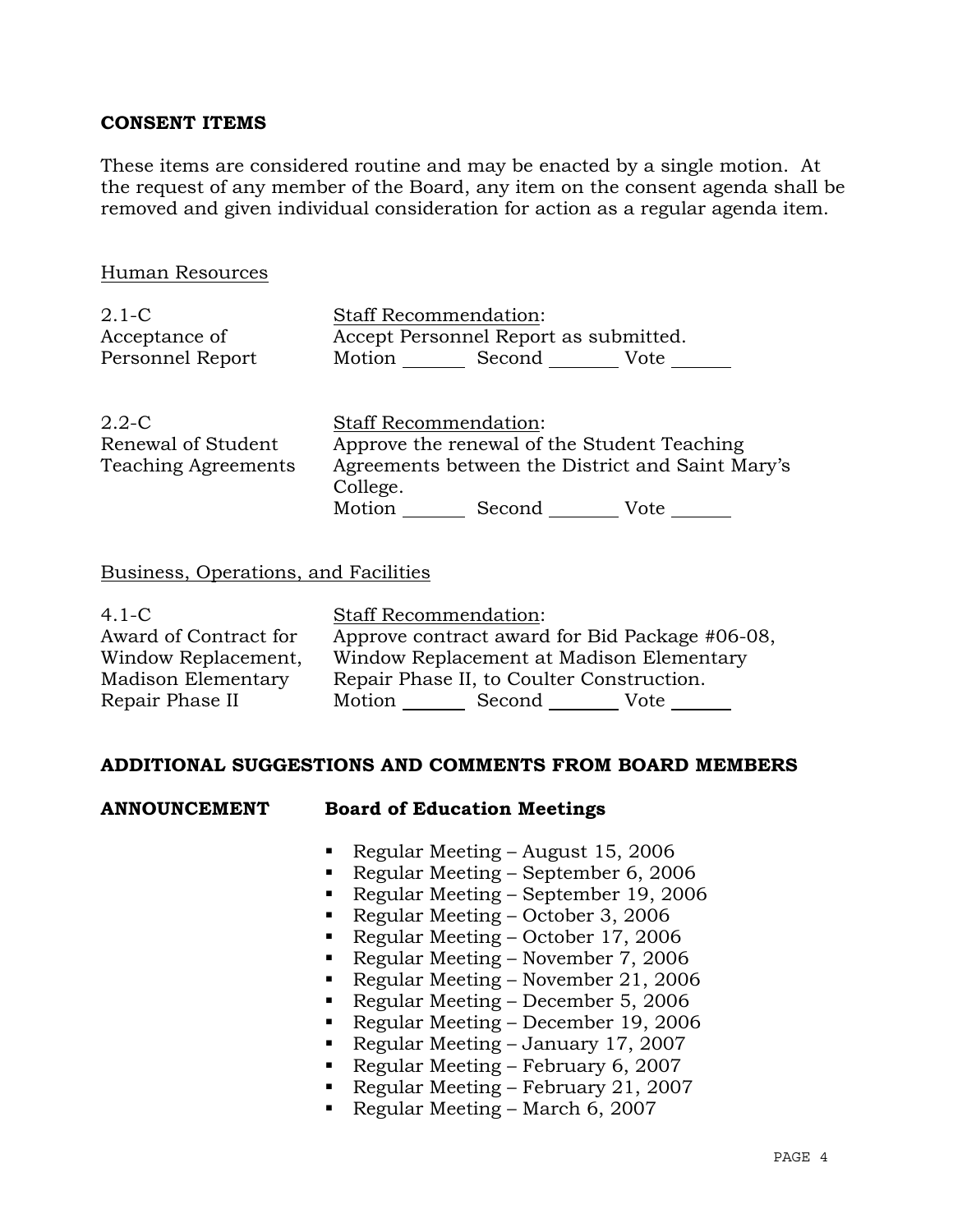## CONSENT ITEMS

These items are considered routine and may be enacted by a single motion. At the request of any member of the Board, any item on the consent agenda shall be removed and given individual consideration for action as a regular agenda item.

Human Resources

| | |
|---|---|
| 2.1-C<br>Acceptance of Personnel Report | Staff Recommendation:<br>Accept Personnel Report as submitted.<br>Motion _______ Second ________ Vote _______ |
| 2.2-C<br>Renewal of Student Teaching Agreements | Staff Recommendation:<br>Approve the renewal of the Student Teaching Agreements between the District and Saint Mary's College.<br>Motion _______ Second ________ Vote _______ |

Business, Operations, and Facilities

| | |
|---|---|
| 4.1-C<br>Award of Contract for Window Replacement, Madison Elementary Repair Phase II | Staff Recommendation:<br>Approve contract award for Bid Package #06-08, Window Replacement at Madison Elementary Repair Phase II, to Coulter Construction.<br>Motion _______ Second ________ Vote _______ |

## ADDITIONAL SUGGESTIONS AND COMMENTS FROM BOARD MEMBERS

**ANNOUNCEMENT** **Board of Education Meetings**

- Regular Meeting – August 15, 2006
- Regular Meeting – September 6, 2006
- Regular Meeting – September 19, 2006
- Regular Meeting – October 3, 2006
- Regular Meeting – October 17, 2006
- Regular Meeting – November 7, 2006
- Regular Meeting – November 21, 2006
- Regular Meeting – December 5, 2006
- Regular Meeting – December 19, 2006
- Regular Meeting – January 17, 2007
- Regular Meeting – February 6, 2007
- Regular Meeting – February 21, 2007
- Regular Meeting – March 6, 2007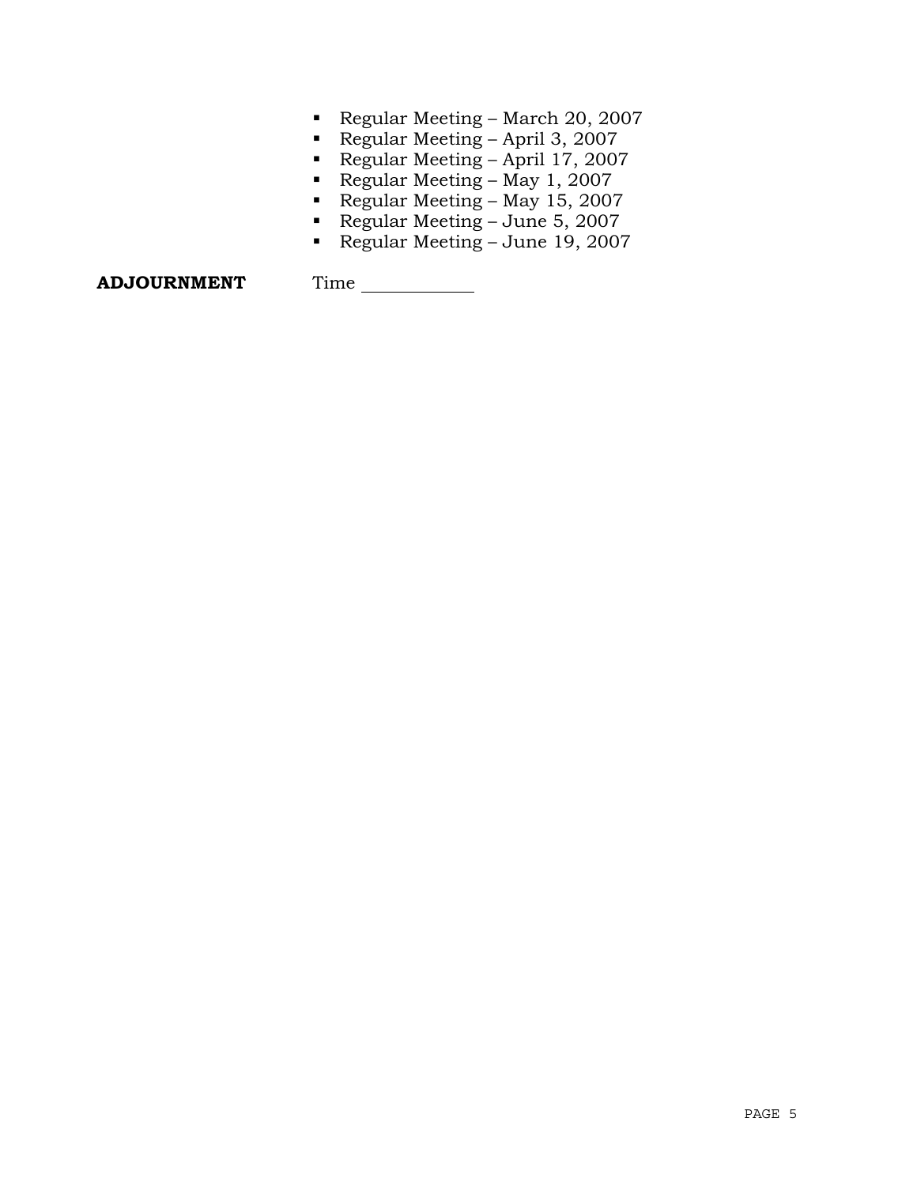- Regular Meeting – March 20, 2007
- Regular Meeting – April 3, 2007
- Regular Meeting – April 17, 2007
- Regular Meeting – May 1, 2007
- Regular Meeting – May 15, 2007
- Regular Meeting – June 5, 2007
- Regular Meeting – June 19, 2007

**ADJOURNMENT** Time ____________